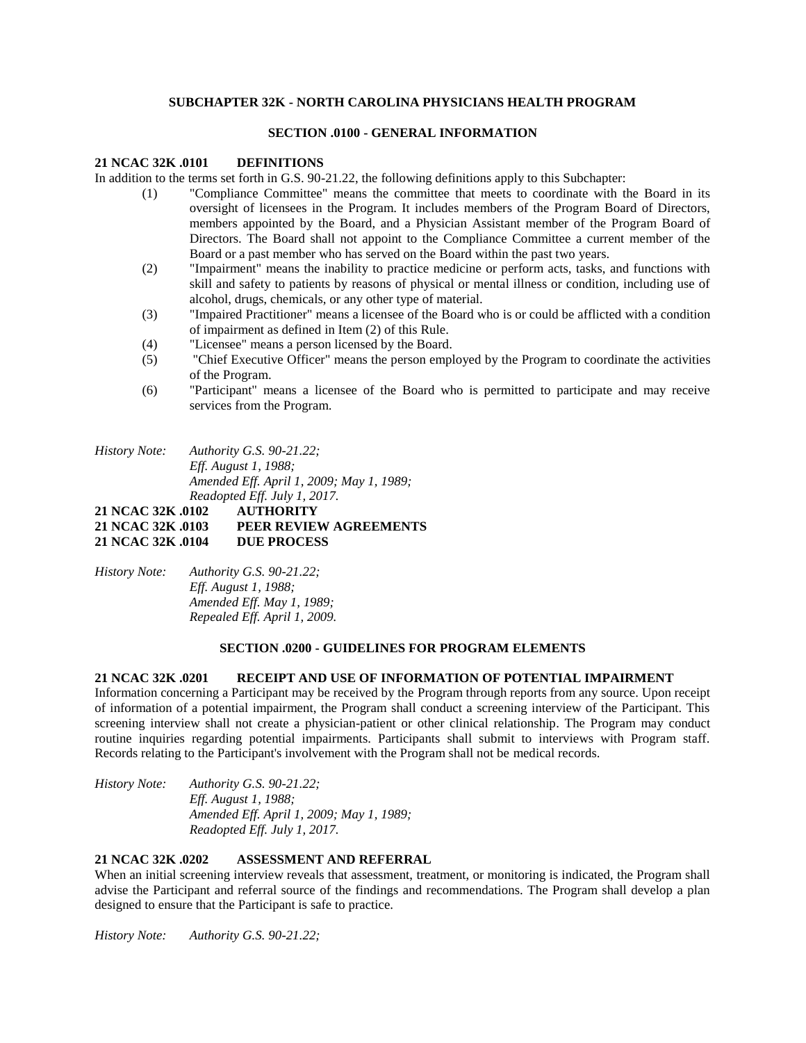## SUBCHAPTER 32K - NORTH CAROLINA PHYSICIANS HEALTH PROGRAM

### SECTION .0100 - GENERAL INFORMATION

**21 NCAC 32K .0101 DEFINITIONS**

In addition to the terms set forth in G.S. 90-21.22, the following definitions apply to this Subchapter:

(1) "Compliance Committee" means the committee that meets to coordinate with the Board in its oversight of licensees in the Program. It includes members of the Program Board of Directors, members appointed by the Board, and a Physician Assistant member of the Program Board of Directors. The Board shall not appoint to the Compliance Committee a current member of the Board or a past member who has served on the Board within the past two years.

(2) "Impairment" means the inability to practice medicine or perform acts, tasks, and functions with skill and safety to patients by reasons of physical or mental illness or condition, including use of alcohol, drugs, chemicals, or any other type of material.

(3) "Impaired Practitioner" means a licensee of the Board who is or could be afflicted with a condition of impairment as defined in Item (2) of this Rule.

(4) "Licensee" means a person licensed by the Board.

(5) "Chief Executive Officer" means the person employed by the Program to coordinate the activities of the Program.

(6) "Participant" means a licensee of the Board who is permitted to participate and may receive services from the Program.

*History Note: Authority G.S. 90-21.22;*
*Eff. August 1, 1988;*
*Amended Eff. April 1, 2009; May 1, 1989;*
*Readopted Eff. July 1, 2017.*

**21 NCAC 32K .0102 AUTHORITY**
**21 NCAC 32K .0103 PEER REVIEW AGREEMENTS**
**21 NCAC 32K .0104 DUE PROCESS**

*History Note: Authority G.S. 90-21.22;*
*Eff. August 1, 1988;*
*Amended Eff. May 1, 1989;*
*Repealed Eff. April 1, 2009.*

### SECTION .0200 - GUIDELINES FOR PROGRAM ELEMENTS

**21 NCAC 32K .0201 RECEIPT AND USE OF INFORMATION OF POTENTIAL IMPAIRMENT**

Information concerning a Participant may be received by the Program through reports from any source. Upon receipt of information of a potential impairment, the Program shall conduct a screening interview of the Participant. This screening interview shall not create a physician-patient or other clinical relationship. The Program may conduct routine inquiries regarding potential impairments. Participants shall submit to interviews with Program staff. Records relating to the Participant's involvement with the Program shall not be medical records.

*History Note: Authority G.S. 90-21.22;*
*Eff. August 1, 1988;*
*Amended Eff. April 1, 2009; May 1, 1989;*
*Readopted Eff. July 1, 2017.*

**21 NCAC 32K .0202 ASSESSMENT AND REFERRAL**

When an initial screening interview reveals that assessment, treatment, or monitoring is indicated, the Program shall advise the Participant and referral source of the findings and recommendations. The Program shall develop a plan designed to ensure that the Participant is safe to practice.

*History Note: Authority G.S. 90-21.22;*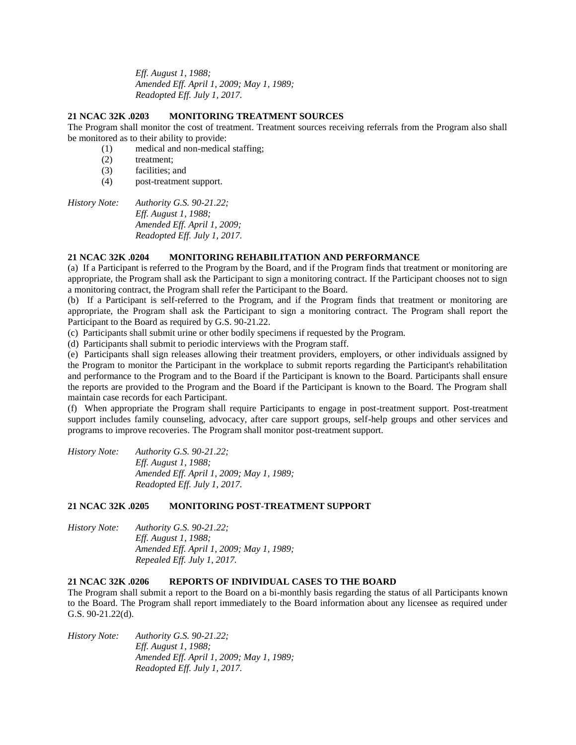*Eff. August 1, 1988;*
*Amended Eff. April 1, 2009; May 1, 1989;*
*Readopted Eff. July 1, 2017.*

### 21 NCAC 32K .0203 MONITORING TREATMENT SOURCES

The Program shall monitor the cost of treatment. Treatment sources receiving referrals from the Program also shall be monitored as to their ability to provide:

(1) medical and non-medical staffing;
(2) treatment;
(3) facilities; and
(4) post-treatment support.

*History Note: Authority G.S. 90-21.22;*
*Eff. August 1, 1988;*
*Amended Eff. April 1, 2009;*
*Readopted Eff. July 1, 2017.*

### 21 NCAC 32K .0204 MONITORING REHABILITATION AND PERFORMANCE

(a) If a Participant is referred to the Program by the Board, and if the Program finds that treatment or monitoring are appropriate, the Program shall ask the Participant to sign a monitoring contract. If the Participant chooses not to sign a monitoring contract, the Program shall refer the Participant to the Board.

(b) If a Participant is self-referred to the Program, and if the Program finds that treatment or monitoring are appropriate, the Program shall ask the Participant to sign a monitoring contract. The Program shall report the Participant to the Board as required by G.S. 90-21.22.

(c) Participants shall submit urine or other bodily specimens if requested by the Program.

(d) Participants shall submit to periodic interviews with the Program staff.

(e) Participants shall sign releases allowing their treatment providers, employers, or other individuals assigned by the Program to monitor the Participant in the workplace to submit reports regarding the Participant's rehabilitation and performance to the Program and to the Board if the Participant is known to the Board. Participants shall ensure the reports are provided to the Program and the Board if the Participant is known to the Board. The Program shall maintain case records for each Participant.

(f) When appropriate the Program shall require Participants to engage in post-treatment support. Post-treatment support includes family counseling, advocacy, after care support groups, self-help groups and other services and programs to improve recoveries. The Program shall monitor post-treatment support.

*History Note: Authority G.S. 90-21.22;*
*Eff. August 1, 1988;*
*Amended Eff. April 1, 2009; May 1, 1989;*
*Readopted Eff. July 1, 2017.*

### 21 NCAC 32K .0205 MONITORING POST-TREATMENT SUPPORT

*History Note: Authority G.S. 90-21.22;*
*Eff. August 1, 1988;*
*Amended Eff. April 1, 2009; May 1, 1989;*
*Repealed Eff. July 1, 2017.*

### 21 NCAC 32K .0206 REPORTS OF INDIVIDUAL CASES TO THE BOARD

The Program shall submit a report to the Board on a bi-monthly basis regarding the status of all Participants known to the Board. The Program shall report immediately to the Board information about any licensee as required under G.S. 90-21.22(d).

*History Note: Authority G.S. 90-21.22;*
*Eff. August 1, 1988;*
*Amended Eff. April 1, 2009; May 1, 1989;*
*Readopted Eff. July 1, 2017.*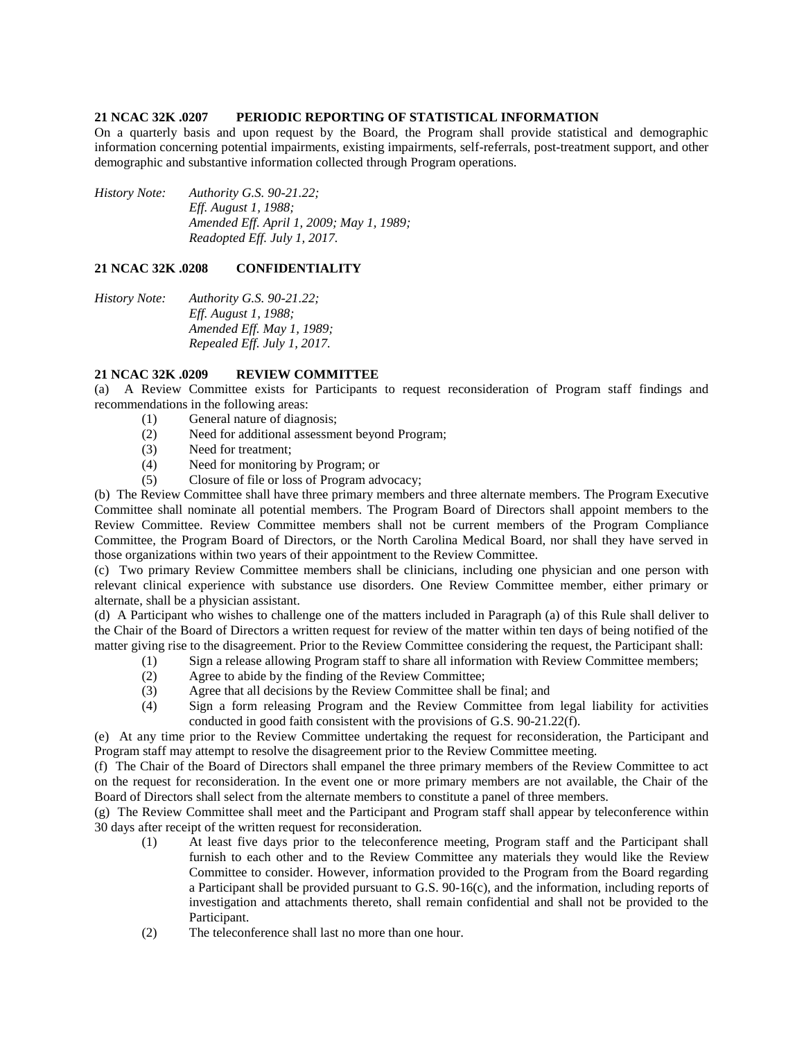**21 NCAC 32K .0207 PERIODIC REPORTING OF STATISTICAL INFORMATION**

On a quarterly basis and upon request by the Board, the Program shall provide statistical and demographic information concerning potential impairments, existing impairments, self-referrals, post-treatment support, and other demographic and substantive information collected through Program operations.

*History Note: Authority G.S. 90-21.22;*
*Eff. August 1, 1988;*
*Amended Eff. April 1, 2009; May 1, 1989;*
*Readopted Eff. July 1, 2017.*

**21 NCAC 32K .0208 CONFIDENTIALITY**

*History Note: Authority G.S. 90-21.22;*
*Eff. August 1, 1988;*
*Amended Eff. May 1, 1989;*
*Repealed Eff. July 1, 2017.*

**21 NCAC 32K .0209 REVIEW COMMITTEE**

(a) A Review Committee exists for Participants to request reconsideration of Program staff findings and recommendations in the following areas:

- (1) General nature of diagnosis;
- (2) Need for additional assessment beyond Program;
- (3) Need for treatment;
- (4) Need for monitoring by Program; or
- (5) Closure of file or loss of Program advocacy;

(b) The Review Committee shall have three primary members and three alternate members. The Program Executive Committee shall nominate all potential members. The Program Board of Directors shall appoint members to the Review Committee. Review Committee members shall not be current members of the Program Compliance Committee, the Program Board of Directors, or the North Carolina Medical Board, nor shall they have served in those organizations within two years of their appointment to the Review Committee.

(c) Two primary Review Committee members shall be clinicians, including one physician and one person with relevant clinical experience with substance use disorders. One Review Committee member, either primary or alternate, shall be a physician assistant.

(d) A Participant who wishes to challenge one of the matters included in Paragraph (a) of this Rule shall deliver to the Chair of the Board of Directors a written request for review of the matter within ten days of being notified of the matter giving rise to the disagreement. Prior to the Review Committee considering the request, the Participant shall:

- (1) Sign a release allowing Program staff to share all information with Review Committee members;
- (2) Agree to abide by the finding of the Review Committee;
- (3) Agree that all decisions by the Review Committee shall be final; and
- (4) Sign a form releasing Program and the Review Committee from legal liability for activities conducted in good faith consistent with the provisions of G.S. 90-21.22(f).

(e) At any time prior to the Review Committee undertaking the request for reconsideration, the Participant and Program staff may attempt to resolve the disagreement prior to the Review Committee meeting.

(f) The Chair of the Board of Directors shall empanel the three primary members of the Review Committee to act on the request for reconsideration. In the event one or more primary members are not available, the Chair of the Board of Directors shall select from the alternate members to constitute a panel of three members.

(g) The Review Committee shall meet and the Participant and Program staff shall appear by teleconference within 30 days after receipt of the written request for reconsideration.

- (1) At least five days prior to the teleconference meeting, Program staff and the Participant shall furnish to each other and to the Review Committee any materials they would like the Review Committee to consider. However, information provided to the Program from the Board regarding a Participant shall be provided pursuant to G.S. 90-16(c), and the information, including reports of investigation and attachments thereto, shall remain confidential and shall not be provided to the Participant.
- (2) The teleconference shall last no more than one hour.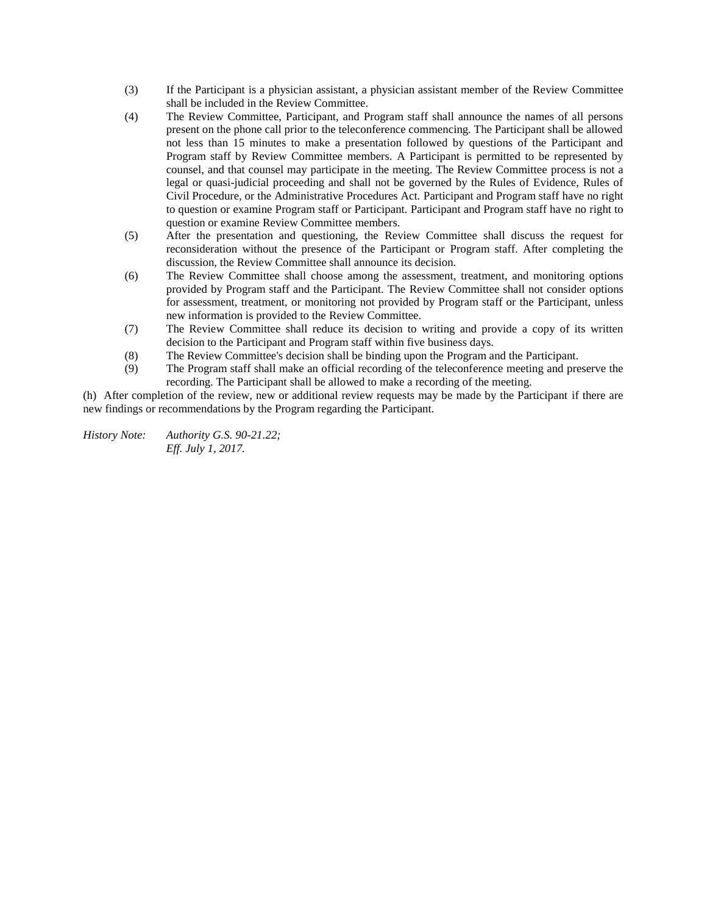(3) If the Participant is a physician assistant, a physician assistant member of the Review Committee shall be included in the Review Committee.

(4) The Review Committee, Participant, and Program staff shall announce the names of all persons present on the phone call prior to the teleconference commencing. The Participant shall be allowed not less than 15 minutes to make a presentation followed by questions of the Participant and Program staff by Review Committee members. A Participant is permitted to be represented by counsel, and that counsel may participate in the meeting. The Review Committee process is not a legal or quasi-judicial proceeding and shall not be governed by the Rules of Evidence, Rules of Civil Procedure, or the Administrative Procedures Act. Participant and Program staff have no right to question or examine Program staff or Participant. Participant and Program staff have no right to question or examine Review Committee members.

(5) After the presentation and questioning, the Review Committee shall discuss the request for reconsideration without the presence of the Participant or Program staff. After completing the discussion, the Review Committee shall announce its decision.

(6) The Review Committee shall choose among the assessment, treatment, and monitoring options provided by Program staff and the Participant. The Review Committee shall not consider options for assessment, treatment, or monitoring not provided by Program staff or the Participant, unless new information is provided to the Review Committee.

(7) The Review Committee shall reduce its decision to writing and provide a copy of its written decision to the Participant and Program staff within five business days.

(8) The Review Committee's decision shall be binding upon the Program and the Participant.

(9) The Program staff shall make an official recording of the teleconference meeting and preserve the recording. The Participant shall be allowed to make a recording of the meeting.

(h) After completion of the review, new or additional review requests may be made by the Participant if there are new findings or recommendations by the Program regarding the Participant.

*History Note:* *Authority G.S. 90-21.22;*
*Eff. July 1, 2017.*